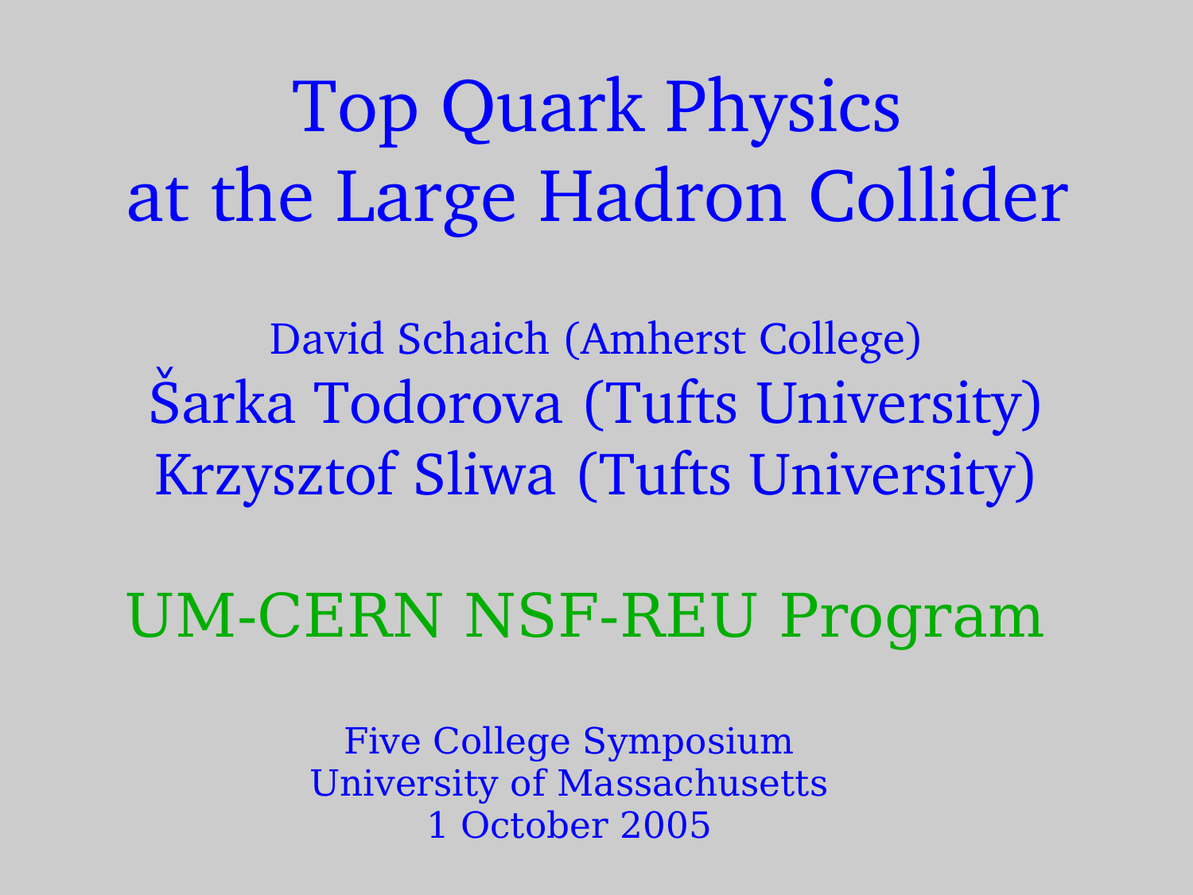# Top Quark Physics at the Large Hadron Collider

David Schaich (Amherst College)

Šarka Todorova (Tufts University)

Krzysztof Sliwa (Tufts University)

## UM-CERN NSF-REU Program

Five College Symposium
University of Massachusetts
1 October 2005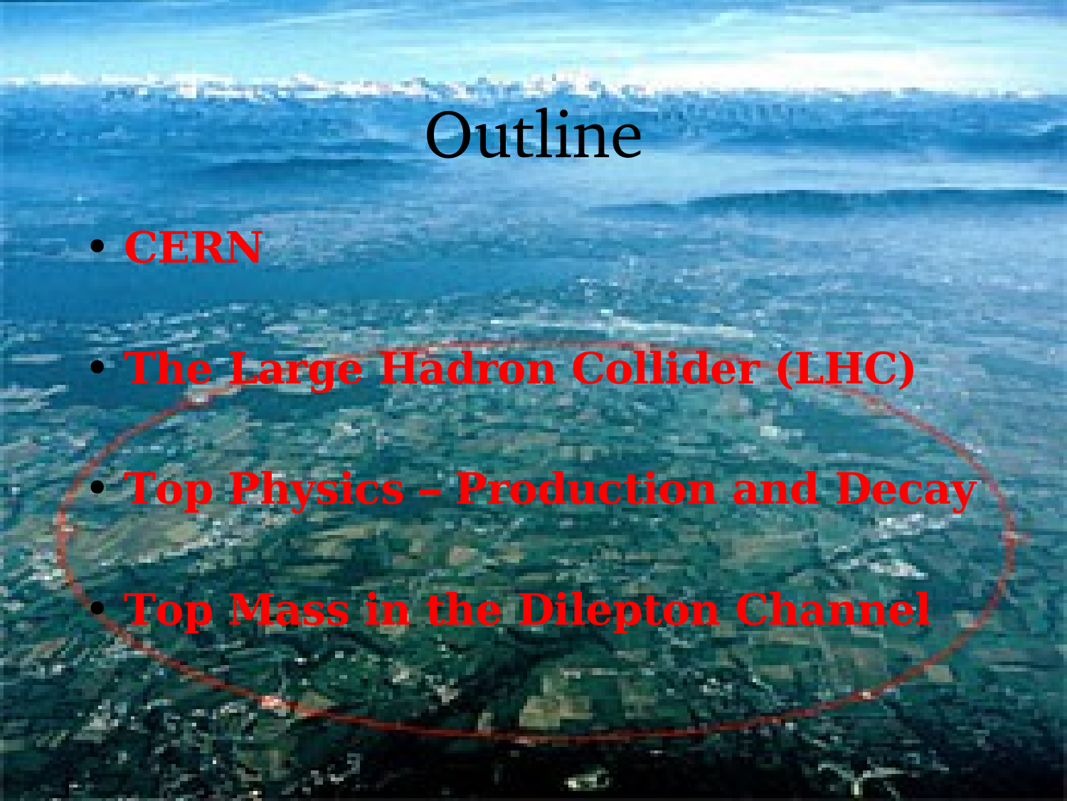# Outline

- **CERN**
- **The Large Hadron Collider (LHC)**
- **Top Physics – Production and Decay**
- **Top Mass in the Dilepton Channel**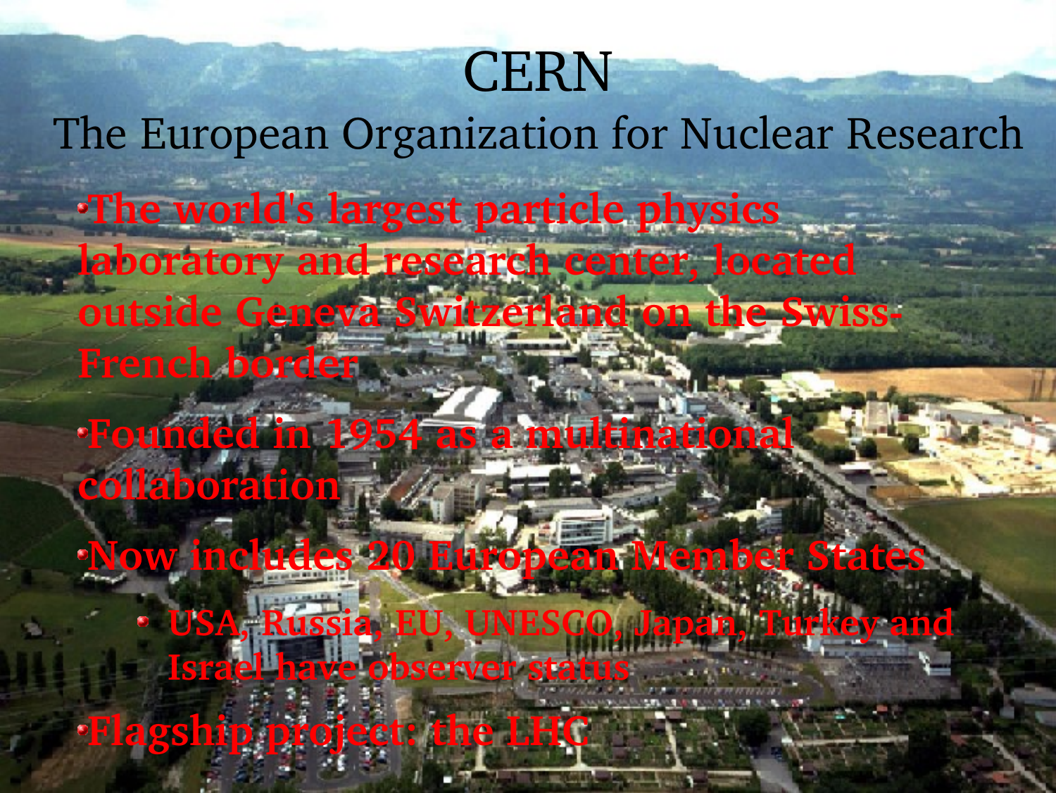# CERN

## The European Organization for Nuclear Research

- The world's largest particle physics laboratory and research center, located outside Geneva Switzerland on the Swiss-French border
- Founded in 1954 as a multinational collaboration
- Now includes 20 European Member States
  - USA, Russia, EU, UNESCO, Japan, Turkey and Israel have observer status
- Flagship project: the LHC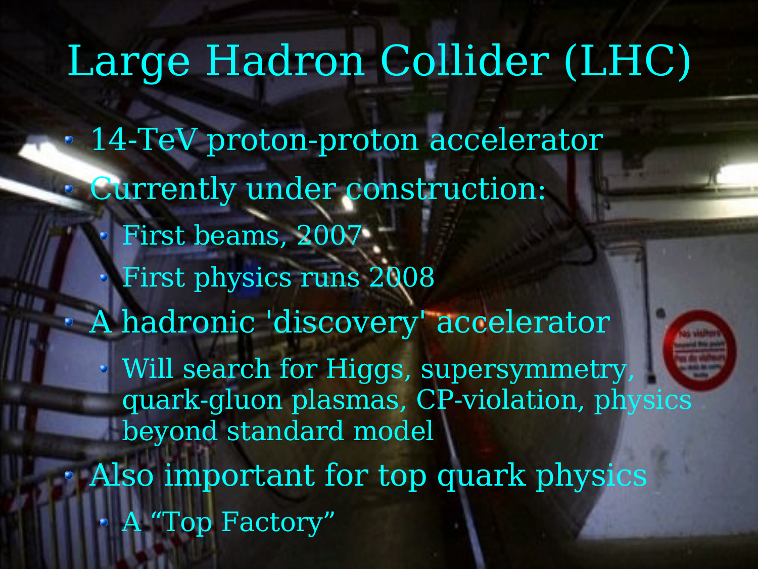# Large Hadron Collider (LHC)

- 14-TeV proton-proton accelerator
- Currently under construction:
  - First beams, 2007
  - First physics runs 2008
- A hadronic 'discovery' accelerator
  - Will search for Higgs, supersymmetry, quark-gluon plasmas, CP-violation, physics beyond standard model
- Also important for top quark physics
  - A "Top Factory"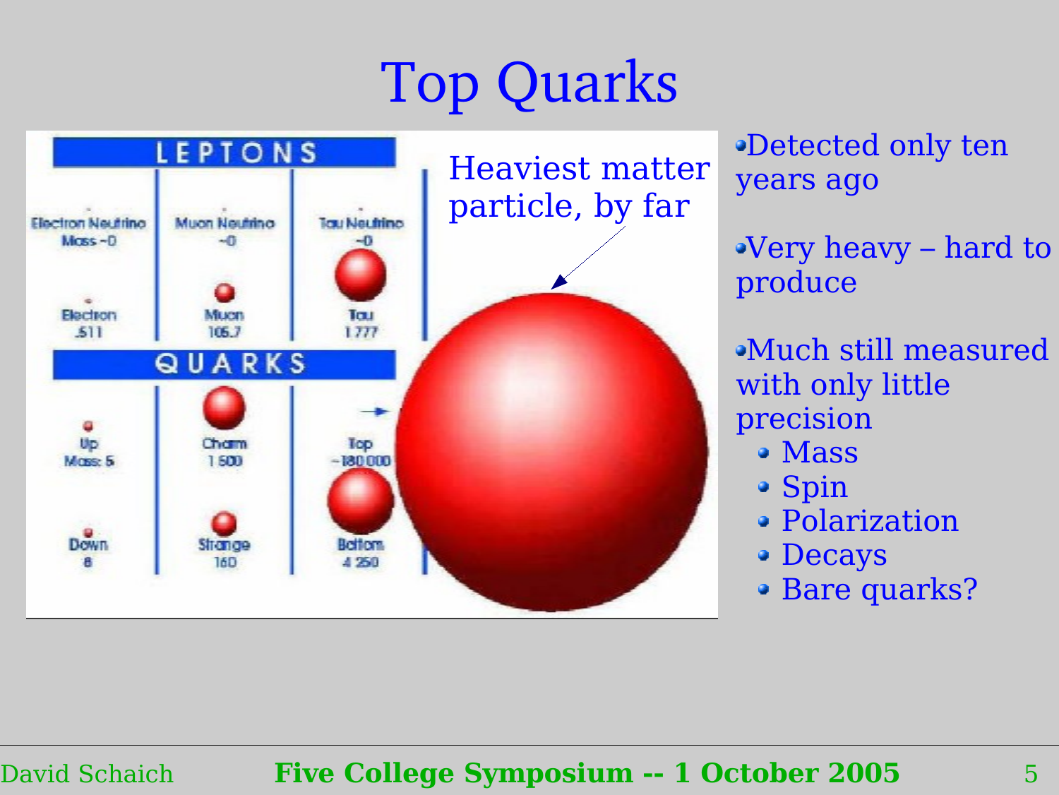# Top Quarks

| LEPTONS | | |
|---|---|---|
| Electron Neutrino Mass ~0 | Muon Neutrino ~0 | Tau Neutrino ~0 |
| Electron .511 | Muon 105.7 | Tau 1 777 |

| QUARKS | | |
|---|---|---|
| Up Mass: 5 | Charm 1 500 | Top ~180 000 |
| Down 8 | Strange 160 | Bottom 4 250 |

Heaviest matter particle, by far

- Detected only ten years ago
- Very heavy – hard to produce
- Much still measured with only little precision
  - Mass
  - Spin
  - Polarization
  - Decays
  - Bare quarks?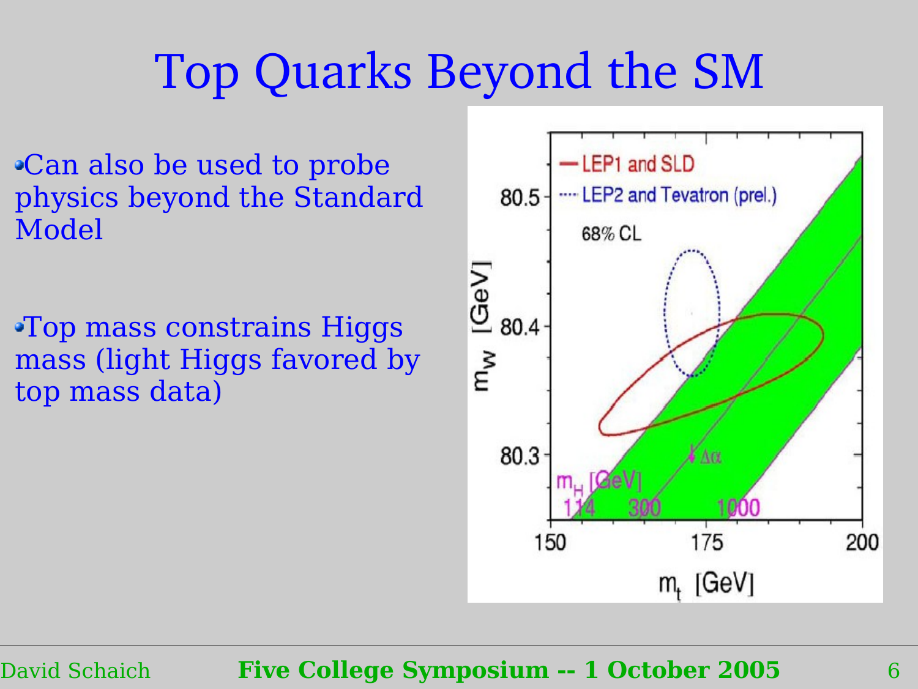# Top Quarks Beyond the SM

- Can also be used to probe physics beyond the Standard Model

- Top mass constrains Higgs mass (light Higgs favored by top mass data)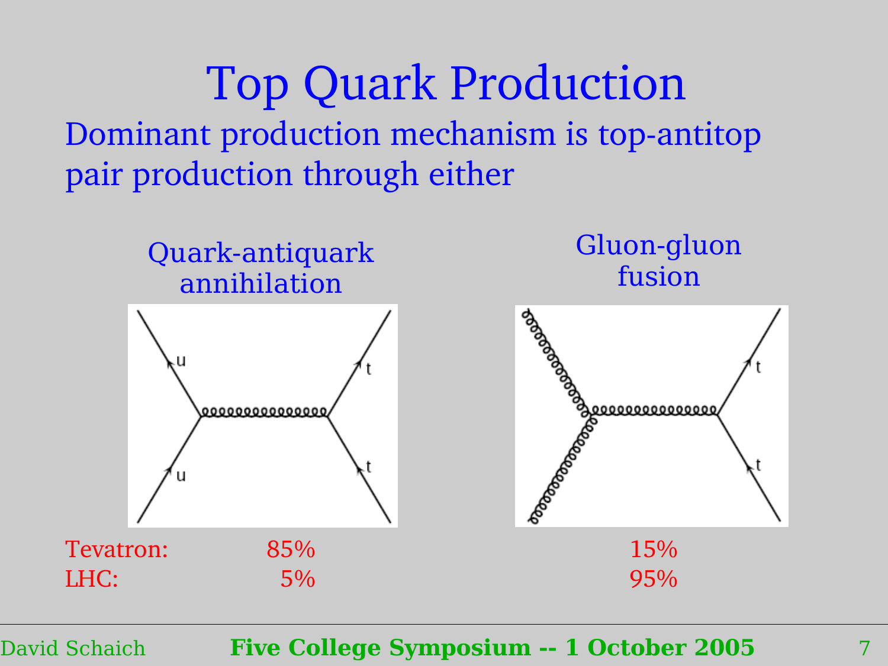# Top Quark Production

Dominant production mechanism is top-antitop pair production through either

| | Quark-antiquark annihilation | Gluon-gluon fusion |
|---|---|---|
| Tevatron: | 85% | 15% |
| LHC: | 5% | 95% |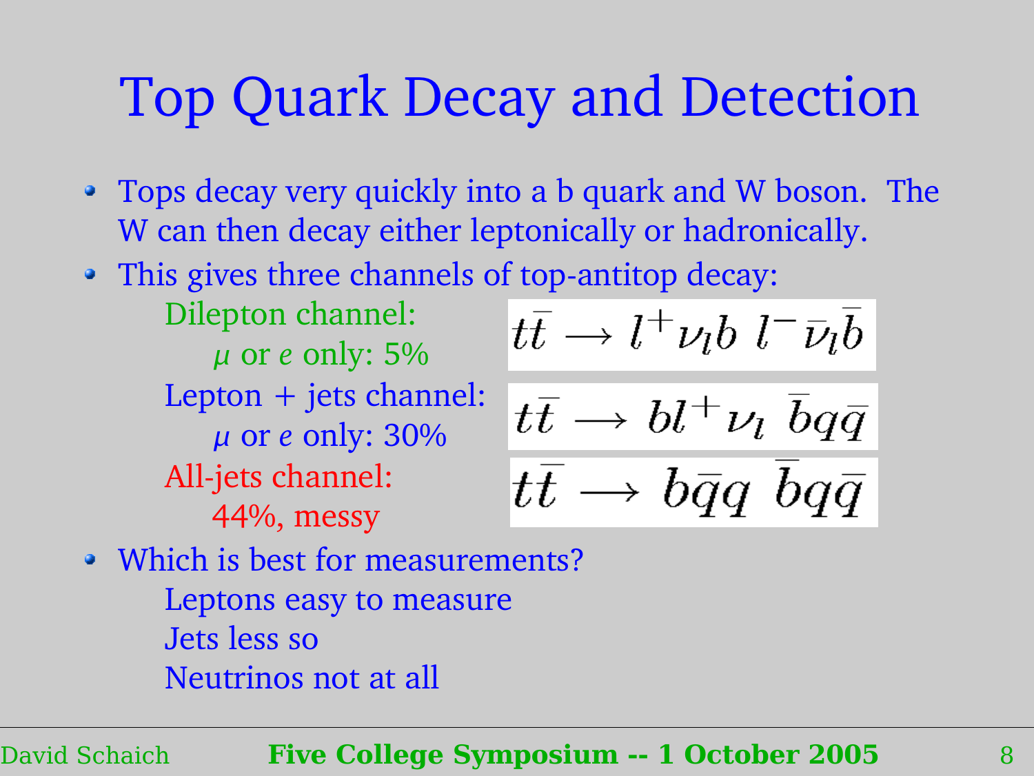# Top Quark Decay and Detection

- Tops decay very quickly into a b quark and W boson. The W can then decay either leptonically or hadronically.
- This gives three channels of top-antitop decay:
  - Dilepton channel:
    - $\mu$ or $e$ only: 5%

    $$t\bar{t} \longrightarrow l^+ \nu_l b \; l^- \bar{\nu}_l \bar{b}$$

  - Lepton + jets channel:
    - $\mu$ or $e$ only: 30%

    $$t\bar{t} \longrightarrow b l^+ \nu_l \; \bar{b} q \bar{q}$$

  - All-jets channel:
    - 44%, messy

    $$t\bar{t} \longrightarrow b \bar{q} q \; \bar{b} q \bar{q}$$

- Which is best for measurements?
  - Leptons easy to measure
  - Jets less so
  - Neutrinos not at all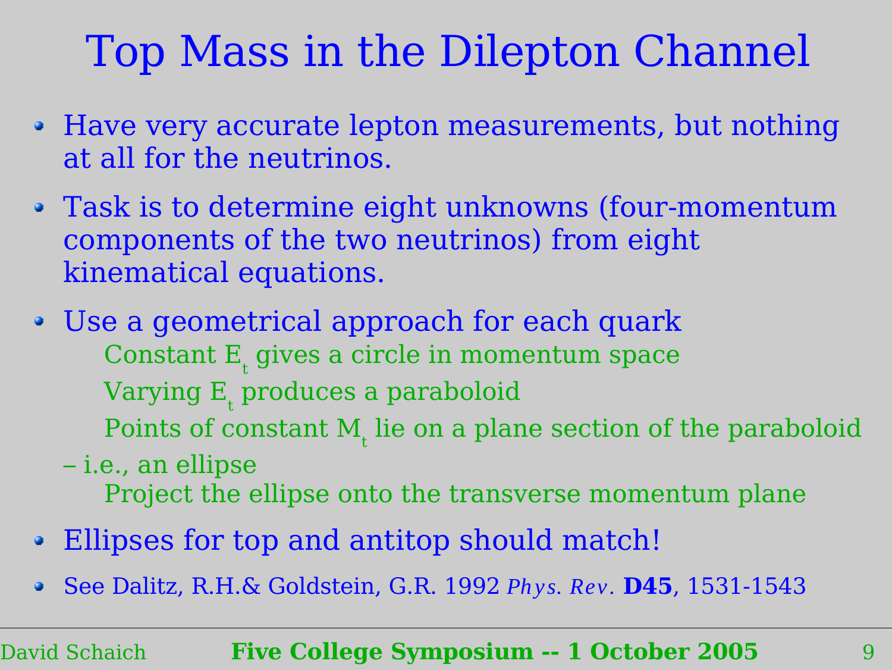# Top Mass in the Dilepton Channel

- Have very accurate lepton measurements, but nothing at all for the neutrinos.
- Task is to determine eight unknowns (four-momentum components of the two neutrinos) from eight kinematical equations.
- Use a geometrical approach for each quark
  - Constant $E_t$ gives a circle in momentum space
  - Varying $E_t$ produces a paraboloid
  - Points of constant $M_t$ lie on a plane section of the paraboloid – i.e., an ellipse
  - Project the ellipse onto the transverse momentum plane
- Ellipses for top and antitop should match!
- See Dalitz, R.H.& Goldstein, G.R. 1992 *Phys. Rev.* **D45**, 1531-1543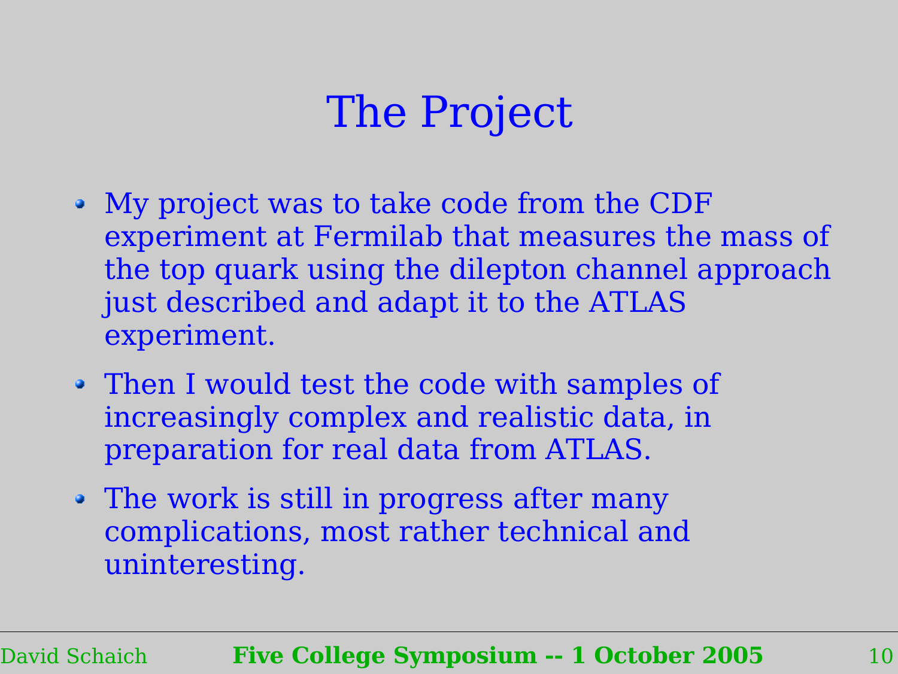# The Project

- My project was to take code from the CDF experiment at Fermilab that measures the mass of the top quark using the dilepton channel approach just described and adapt it to the ATLAS experiment.
- Then I would test the code with samples of increasingly complex and realistic data, in preparation for real data from ATLAS.
- The work is still in progress after many complications, most rather technical and uninteresting.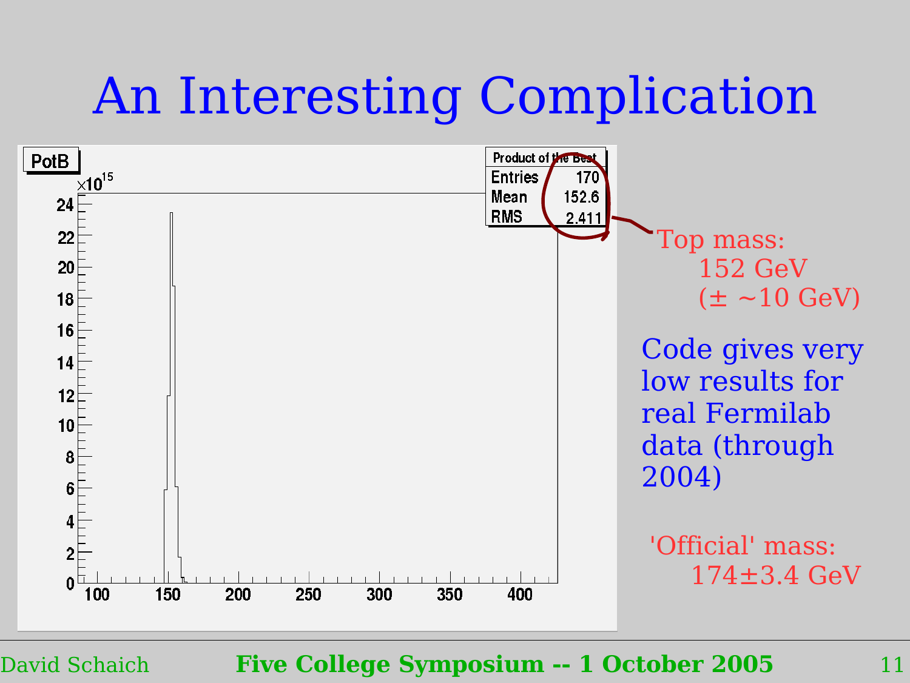# An Interesting Complication

Top mass:
152 GeV
(± ~10 GeV)

Code gives very low results for real Fermilab data (through 2004)

'Official' mass:
174±3.4 GeV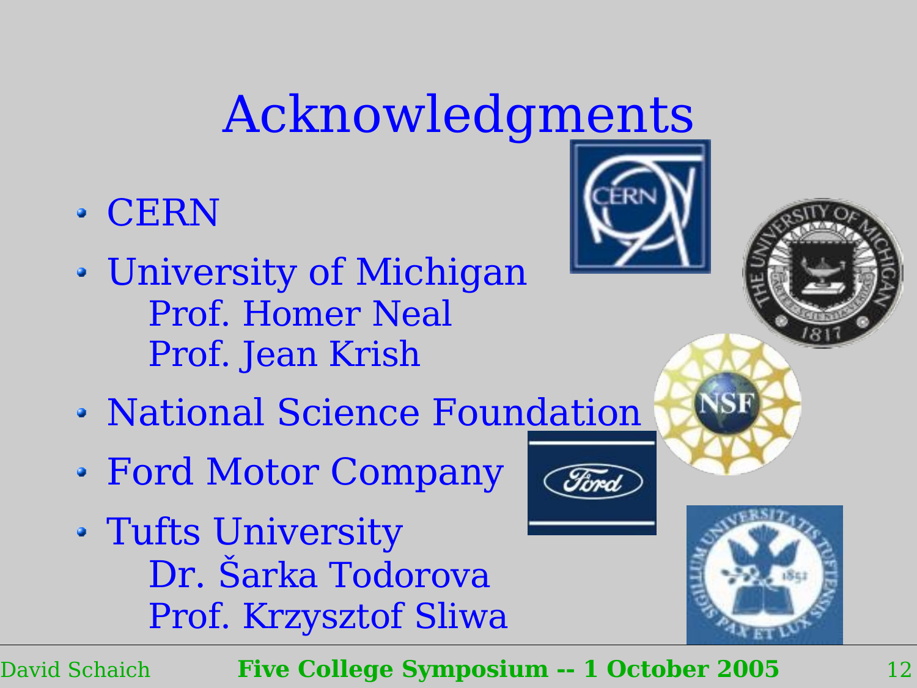# Acknowledgments

- CERN
- University of Michigan
  - Prof. Homer Neal
  - Prof. Jean Krish
- National Science Foundation
- Ford Motor Company
- Tufts University
  - Dr. Šarka Todorova
  - Prof. Krzysztof Sliwa